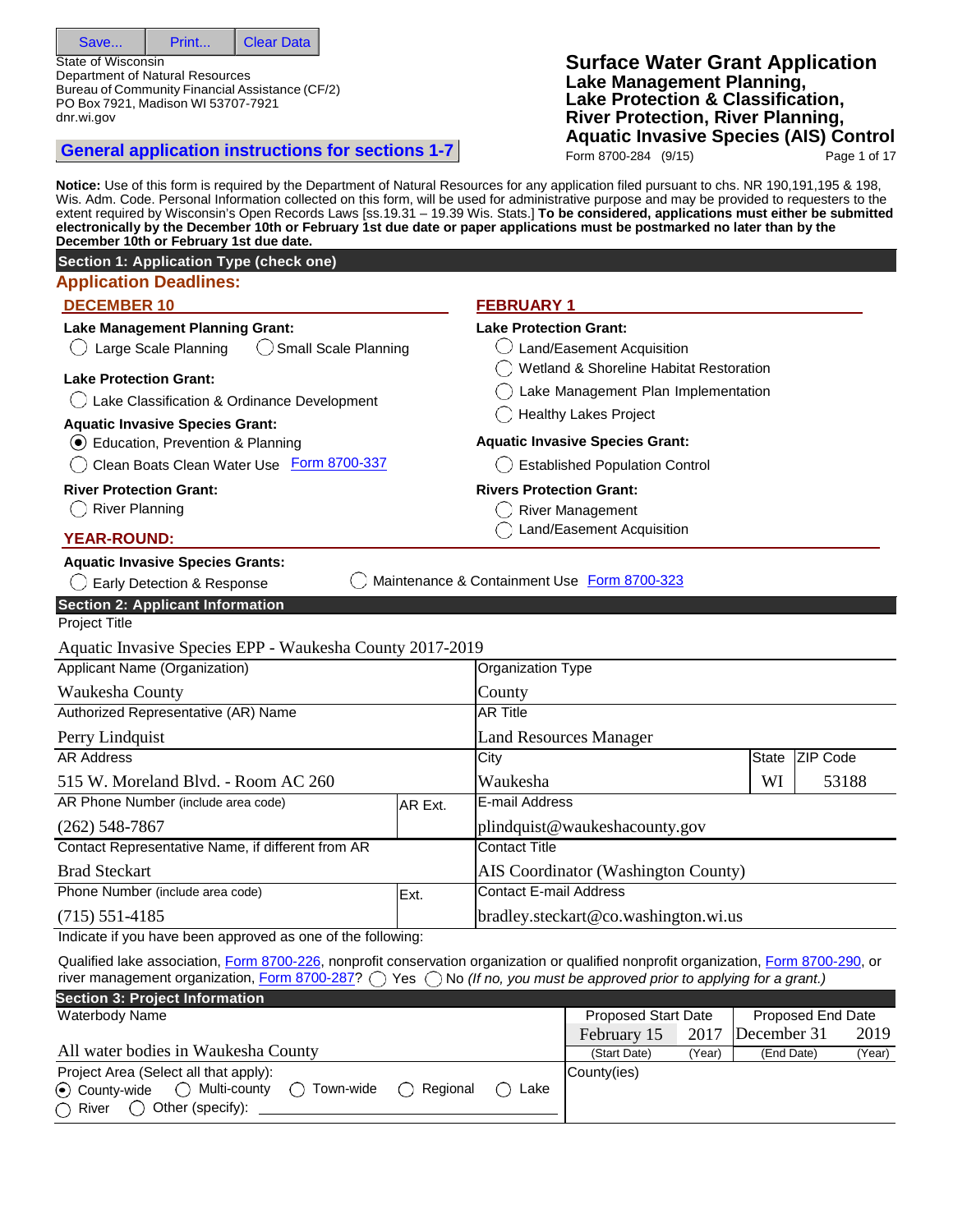Save... | Print... | Clear Data

State of Wisconsin
Department of Natural Resources
Bureau of Community Financial Assistance (CF/2)
PO Box 7921, Madison WI 53707-7921
dnr.wi.gov

**General application instructions for sections 1-7**

# Surface Water Grant Application
## Lake Management Planning, Lake Protection & Classification, River Protection, River Planning, Aquatic Invasive Species (AIS) Control

Form 8700-284 (9/15)

**Notice:** Use of this form is required by the Department of Natural Resources for any application filed pursuant to chs. NR 190,191,195 & 198, Wis. Adm. Code. Personal Information collected on this form, will be used for administrative purpose and may be provided to requesters to the extent required by Wisconsin's Open Records Laws [ss.19.31 – 19.39 Wis. Stats.] **To be considered, applications must either be submitted electronically by the December 10th or February 1st due date or paper applications must be postmarked no later than by the December 10th or February 1st due date.**

### Section 1: Application Type (check one)

**Application Deadlines:**

**DECEMBER 10**

**Lake Management Planning Grant:**
- ◯ Large Scale Planning ◯ Small Scale Planning

**Lake Protection Grant:**
- ◯ Lake Classification & Ordinance Development

**Aquatic Invasive Species Grant:**
- ◉ Education, Prevention & Planning
- ◯ Clean Boats Clean Water Use Form 8700-337

**River Protection Grant:**
- ◯ River Planning

**FEBRUARY 1**

**Lake Protection Grant:**
- ◯ Land/Easement Acquisition
- ◯ Wetland & Shoreline Habitat Restoration
- ◯ Lake Management Plan Implementation
- ◯ Healthy Lakes Project

**Aquatic Invasive Species Grant:**
- ◯ Established Population Control

**Rivers Protection Grant:**
- ◯ River Management
- ◯ Land/Easement Acquisition

**YEAR-ROUND:**

**Aquatic Invasive Species Grants:**
- ◯ Early Detection & Response
- ◯ Maintenance & Containment Use Form 8700-323

### Section 2: Applicant Information

Project Title: Aquatic Invasive Species EPP - Waukesha County 2017-2019

| Field | Value | Field | Value |
|---|---|---|---|
| Applicant Name (Organization) | Waukesha County | Organization Type | County |
| Authorized Representative (AR) Name | Perry Lindquist | AR Title | Land Resources Manager |
| AR Address | 515 W. Moreland Blvd. - Room AC 260 | City / State / ZIP Code | Waukesha / WI / 53188 |
| AR Phone Number (include area code) / AR Ext. | (262) 548-7867 | E-mail Address | plindquist@waukeshacounty.gov |
| Contact Representative Name, if different from AR | Brad Steckart | Contact Title | AIS Coordinator (Washington County) |
| Phone Number (include area code) / Ext. | (715) 551-4185 | Contact E-mail Address | bradley.steckart@co.washington.wi.us |

Indicate if you have been approved as one of the following:

Qualified lake association, Form 8700-226, nonprofit conservation organization or qualified nonprofit organization, Form 8700-290, or river management organization, Form 8700-287? ◯ Yes ◯ No *(If no, you must be approved prior to applying for a grant.)*

### Section 3: Project Information

Waterbody Name: All water bodies in Waukesha County

| | Date | Year |
|---|---|---|
| Proposed Start Date | February 15 | 2017 |
| Proposed End Date | December 31 | 2019 |

Project Area (Select all that apply):
◉ County-wide ◯ Multi-county ◯ Town-wide ◯ Regional ◯ Lake ◯ River ◯ Other (specify): ______

County(ies):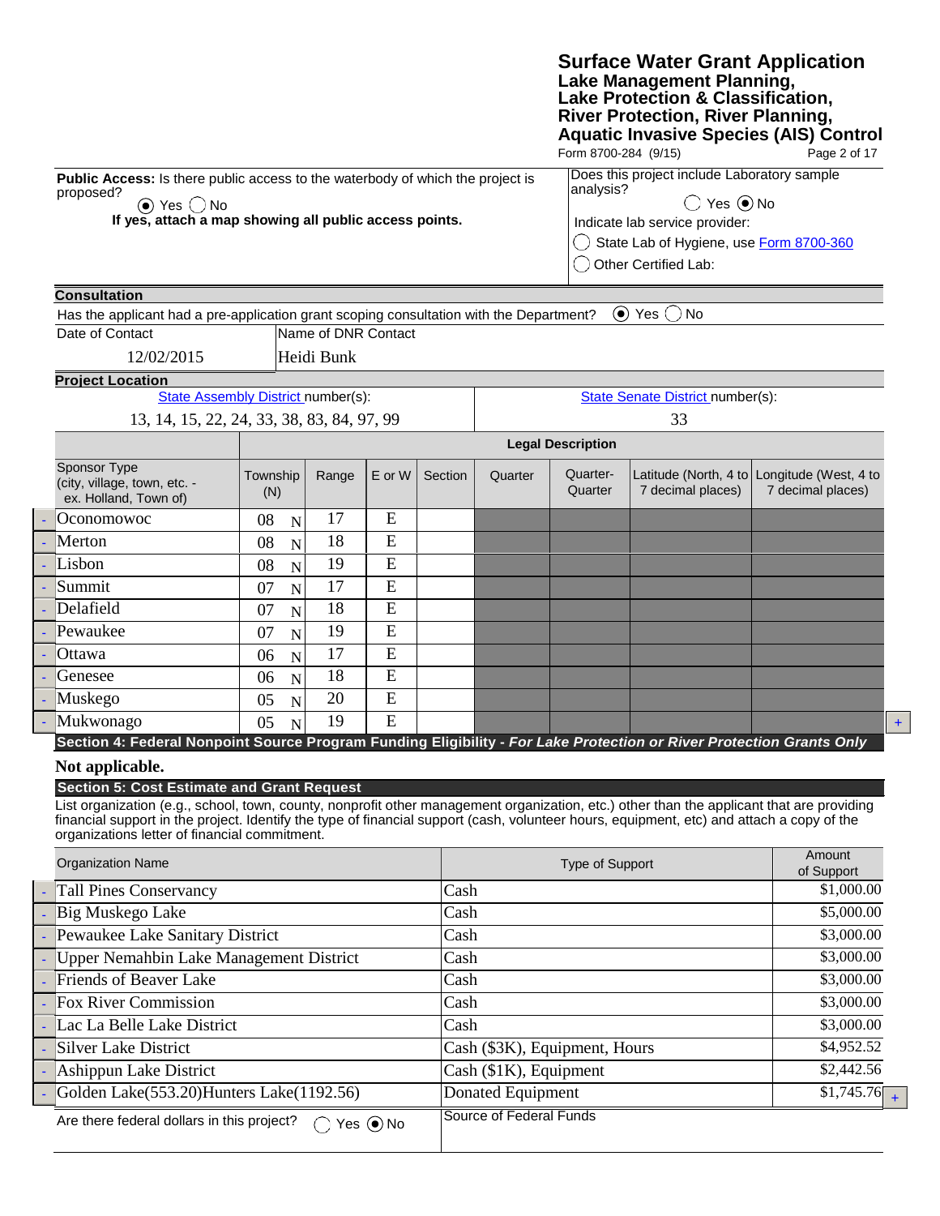**Public Access:** Is there public access to the waterbody of which the project is proposed?

(●) Yes ( ) No

**If yes, attach a map showing all public access points.**

Does this project include Laboratory sample analysis?

( ) Yes (●) No

Indicate lab service provider:

( ) State Lab of Hygiene, use Form 8700-360

( ) Other Certified Lab:

## Consultation

Has the applicant had a pre-application grant scoping consultation with the Department? (●) Yes ( ) No

| Date of Contact | Name of DNR Contact |
|---|---|
| 12/02/2015 | Heidi Bunk |

## Project Location

| State Assembly District number(s): | State Senate District number(s): |
|---|---|
| 13, 14, 15, 22, 24, 33, 38, 83, 84, 97, 99 | 33 |

| Sponsor Type (city, village, town, etc. - ex. Holland, Town of) | Legal Description: Township (N) | Range | E or W | Section | Quarter | Quarter-Quarter | Latitude (North, 4 to 7 decimal places) | Longitude (West, 4 to 7 decimal places) |
|---|---|---|---|---|---|---|---|---|
| Oconomowoc | 08 N | 17 | E | | | | | |
| Merton | 08 N | 18 | E | | | | | |
| Lisbon | 08 N | 19 | E | | | | | |
| Summit | 07 N | 17 | E | | | | | |
| Delafield | 07 N | 18 | E | | | | | |
| Pewaukee | 07 N | 19 | E | | | | | |
| Ottawa | 06 N | 17 | E | | | | | |
| Genesee | 06 N | 18 | E | | | | | |
| Muskego | 05 N | 20 | E | | | | | |
| Mukwonago | 05 N | 19 | E | | | | | |

## Section 4: Federal Nonpoint Source Program Funding Eligibility - *For Lake Protection or River Protection Grants Only*

**Not applicable.**

## Section 5: Cost Estimate and Grant Request

List organization (e.g., school, town, county, nonprofit other management organization, etc.) other than the applicant that are providing financial support in the project. Identify the type of financial support (cash, volunteer hours, equipment, etc) and attach a copy of the organizations letter of financial commitment.

| Organization Name | Type of Support | Amount of Support |
|---|---|---|
| Tall Pines Conservancy | Cash | $1,000.00 |
| Big Muskego Lake | Cash | $5,000.00 |
| Pewaukee Lake Sanitary District | Cash | $3,000.00 |
| Upper Nemahbin Lake Management District | Cash | $3,000.00 |
| Friends of Beaver Lake | Cash | $3,000.00 |
| Fox River Commission | Cash | $3,000.00 |
| Lac La Belle Lake District | Cash | $3,000.00 |
| Silver Lake District | Cash ($3K), Equipment, Hours | $4,952.52 |
| Ashippun Lake District | Cash ($1K), Equipment | $2,442.56 |
| Golden Lake(553.20)Hunters Lake(1192.56) | Donated Equipment | $1,745.76 |

Are there federal dollars in this project? ( ) Yes (●) No

Source of Federal Funds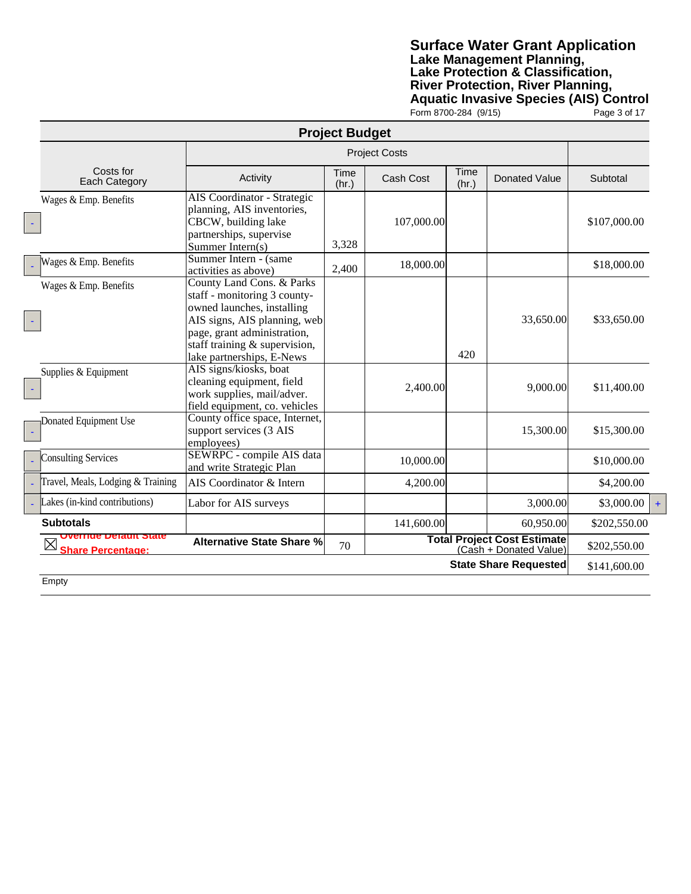## Project Budget

| Costs for Each Category | Activity | Time (hr.) | Cash Cost | Time (hr.) | Donated Value | Subtotal |
|---|---|---|---|---|---|---|
| Wages & Emp. Benefits | AIS Coordinator - Strategic planning, AIS inventories, CBCW, building lake partnerships, supervise Summer Intern(s) | 3,328 | 107,000.00 | | | $107,000.00 |
| Wages & Emp. Benefits | Summer Intern - (same activities as above) | 2,400 | 18,000.00 | | | $18,000.00 |
| Wages & Emp. Benefits | County Land Cons. & Parks staff - monitoring 3 county-owned launches, installing AIS signs, AIS planning, web page, grant administration, staff training & supervision, lake partnerships, E-News | | | 420 | 33,650.00 | $33,650.00 |
| Supplies & Equipment | AIS signs/kiosks, boat cleaning equipment, field work supplies, mail/adver. field equipment, co. vehicles | | 2,400.00 | | 9,000.00 | $11,400.00 |
| Donated Equipment Use | County office space, Internet, support services (3 AIS employees) | | | | 15,300.00 | $15,300.00 |
| Consulting Services | SEWRPC - compile AIS data and write Strategic Plan | | 10,000.00 | | | $10,000.00 |
| Travel, Meals, Lodging & Training | AIS Coordinator & Intern | | 4,200.00 | | | $4,200.00 |
| Lakes (in-kind contributions) | Labor for AIS surveys | | | | 3,000.00 | $3,000.00 |
| **Subtotals** | | | 141,600.00 | | 60,950.00 | $202,550.00 |
| ☒ **Override Default State Share Percentage:** | **Alternative State Share %** | 70 | | | **Total Project Cost Estimate** (Cash + Donated Value) | $202,550.00 |
| | | | | | **State Share Requested** | $141,600.00 |

Empty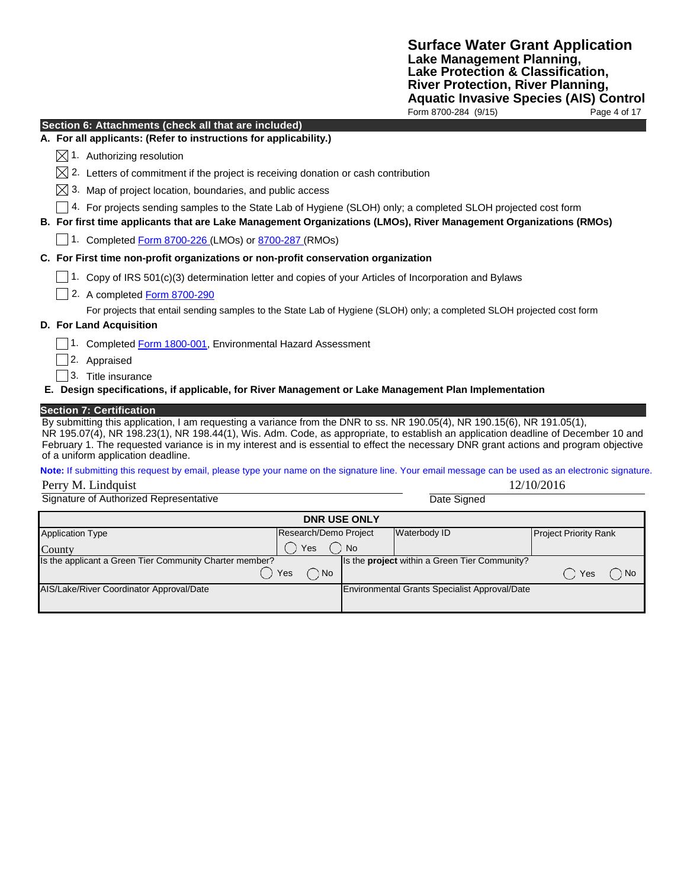## Section 6: Attachments (check all that are included)

**A. For all applicants: (Refer to instructions for applicability.)**

- ☒ 1. Authorizing resolution
- ☒ 2. Letters of commitment if the project is receiving donation or cash contribution
- ☒ 3. Map of project location, boundaries, and public access
- ☐ 4. For projects sending samples to the State Lab of Hygiene (SLOH) only; a completed SLOH projected cost form

**B. For first time applicants that are Lake Management Organizations (LMOs), River Management Organizations (RMOs)**

- ☐ 1. Completed Form 8700-226 (LMOs) or 8700-287 (RMOs)

**C. For First time non-profit organizations or non-profit conservation organization**

- ☐ 1. Copy of IRS 501(c)(3) determination letter and copies of your Articles of Incorporation and Bylaws
- ☐ 2. A completed Form 8700-290

  For projects that entail sending samples to the State Lab of Hygiene (SLOH) only; a completed SLOH projected cost form

**D. For Land Acquisition**

- ☐ 1. Completed Form 1800-001, Environmental Hazard Assessment
- ☐ 2. Appraised
- ☐ 3. Title insurance

**E. Design specifications, if applicable, for River Management or Lake Management Plan Implementation**

## Section 7: Certification

By submitting this application, I am requesting a variance from the DNR to ss. NR 190.05(4), NR 190.15(6), NR 191.05(1), NR 195.07(4), NR 198.23(1), NR 198.44(1), Wis. Adm. Code, as appropriate, to establish an application deadline of December 10 and February 1. The requested variance is in my interest and is essential to effect the necessary DNR grant actions and program objective of a uniform application deadline.

**Note:** If submitting this request by email, please type your name on the signature line. Your email message can be used as an electronic signature.

Perry M. Lindquist — Signature of Authorized Representative

12/10/2016 — Date Signed

| DNR USE ONLY | | | |
|---|---|---|---|
| Application Type<br>County | Research/Demo Project<br>◯ Yes ◯ No | Waterbody ID | Project Priority Rank |
| Is the applicant a Green Tier Community Charter member? ◯ Yes ◯ No | | Is the **project** within a Green Tier Community? ◯ Yes ◯ No | |
| AIS/Lake/River Coordinator Approval/Date | | Environmental Grants Specialist Approval/Date | |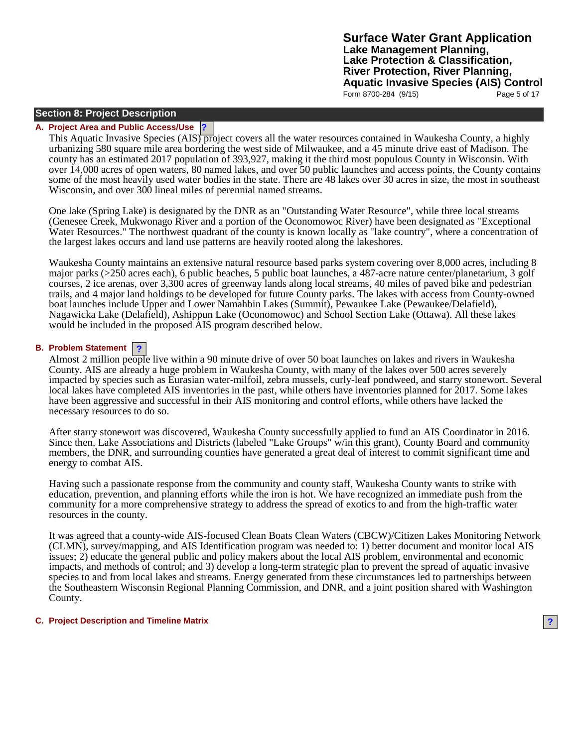## Section 8: Project Description

### A. Project Area and Public Access/Use

This Aquatic Invasive Species (AIS) project covers all the water resources contained in Waukesha County, a highly urbanizing 580 square mile area bordering the west side of Milwaukee, and a 45 minute drive east of Madison. The county has an estimated 2017 population of 393,927, making it the third most populous County in Wisconsin. With over 14,000 acres of open waters, 80 named lakes, and over 50 public launches and access points, the County contains some of the most heavily used water bodies in the state. There are 48 lakes over 30 acres in size, the most in southeast Wisconsin, and over 300 lineal miles of perennial named streams.

One lake (Spring Lake) is designated by the DNR as an "Outstanding Water Resource", while three local streams (Genesee Creek, Mukwonago River and a portion of the Oconomowoc River) have been designated as "Exceptional Water Resources." The northwest quadrant of the county is known locally as "lake country", where a concentration of the largest lakes occurs and land use patterns are heavily rooted along the lakeshores.

Waukesha County maintains an extensive natural resource based parks system covering over 8,000 acres, including 8 major parks (>250 acres each), 6 public beaches, 5 public boat launches, a 487-acre nature center/planetarium, 3 golf courses, 2 ice arenas, over 3,300 acres of greenway lands along local streams, 40 miles of paved bike and pedestrian trails, and 4 major land holdings to be developed for future County parks. The lakes with access from County-owned boat launches include Upper and Lower Namahbin Lakes (Summit), Pewaukee Lake (Pewaukee/Delafield), Nagawicka Lake (Delafield), Ashippun Lake (Oconomowoc) and School Section Lake (Ottawa). All these lakes would be included in the proposed AIS program described below.

### B. Problem Statement

Almost 2 million people live within a 90 minute drive of over 50 boat launches on lakes and rivers in Waukesha County. AIS are already a huge problem in Waukesha County, with many of the lakes over 500 acres severely impacted by species such as Eurasian water-milfoil, zebra mussels, curly-leaf pondweed, and starry stonewort. Several local lakes have completed AIS inventories in the past, while others have inventories planned for 2017. Some lakes have been aggressive and successful in their AIS monitoring and control efforts, while others have lacked the necessary resources to do so.

After starry stonewort was discovered, Waukesha County successfully applied to fund an AIS Coordinator in 2016. Since then, Lake Associations and Districts (labeled "Lake Groups" w/in this grant), County Board and community members, the DNR, and surrounding counties have generated a great deal of interest to commit significant time and energy to combat AIS.

Having such a passionate response from the community and county staff, Waukesha County wants to strike with education, prevention, and planning efforts while the iron is hot. We have recognized an immediate push from the community for a more comprehensive strategy to address the spread of exotics to and from the high-traffic water resources in the county.

It was agreed that a county-wide AIS-focused Clean Boats Clean Waters (CBCW)/Citizen Lakes Monitoring Network (CLMN), survey/mapping, and AIS Identification program was needed to: 1) better document and monitor local AIS issues; 2) educate the general public and policy makers about the local AIS problem, environmental and economic impacts, and methods of control; and 3) develop a long-term strategic plan to prevent the spread of aquatic invasive species to and from local lakes and streams. Energy generated from these circumstances led to partnerships between the Southeastern Wisconsin Regional Planning Commission, and DNR, and a joint position shared with Washington County.

### C. Project Description and Timeline Matrix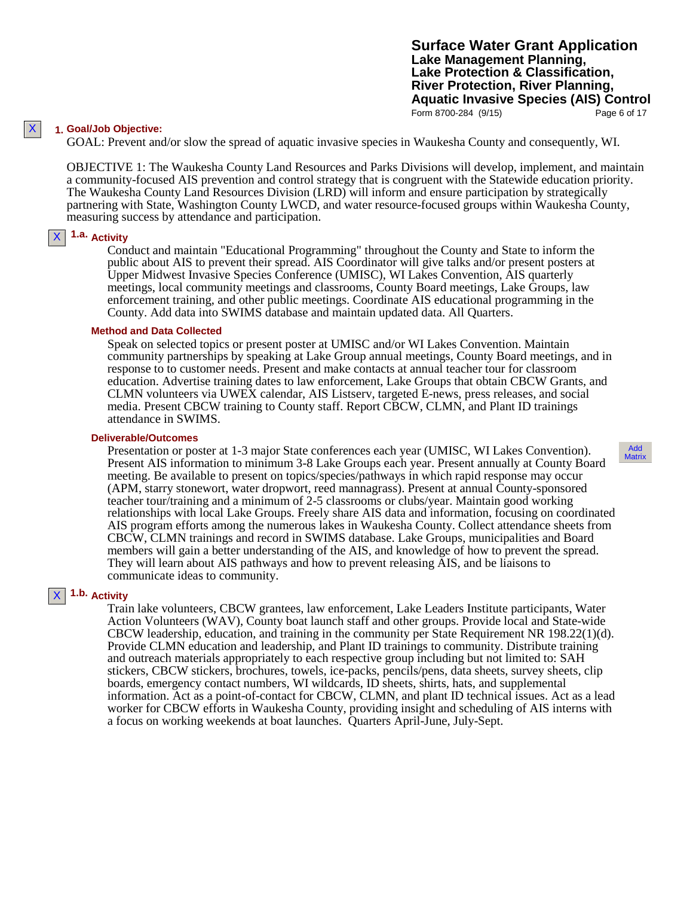### 1. Goal/Job Objective:

GOAL: Prevent and/or slow the spread of aquatic invasive species in Waukesha County and consequently, WI.

OBJECTIVE 1: The Waukesha County Land Resources and Parks Divisions will develop, implement, and maintain a community-focused AIS prevention and control strategy that is congruent with the Statewide education priority. The Waukesha County Land Resources Division (LRD) will inform and ensure participation by strategically partnering with State, Washington County LWCD, and water resource-focused groups within Waukesha County, measuring success by attendance and participation.

#### 1.a. Activity

Conduct and maintain "Educational Programming" throughout the County and State to inform the public about AIS to prevent their spread. AIS Coordinator will give talks and/or present posters at Upper Midwest Invasive Species Conference (UMISC), WI Lakes Convention, AIS quarterly meetings, local community meetings and classrooms, County Board meetings, Lake Groups, law enforcement training, and other public meetings. Coordinate AIS educational programming in the County. Add data into SWIMS database and maintain updated data. All Quarters.

**Method and Data Collected**

Speak on selected topics or present poster at UMISC and/or WI Lakes Convention. Maintain community partnerships by speaking at Lake Group annual meetings, County Board meetings, and in response to to customer needs. Present and make contacts at annual teacher tour for classroom education. Advertise training dates to law enforcement, Lake Groups that obtain CBCW Grants, and CLMN volunteers via UWEX calendar, AIS Listserv, targeted E-news, press releases, and social media. Present CBCW training to County staff. Report CBCW, CLMN, and Plant ID trainings attendance in SWIMS.

**Deliverable/Outcomes**

Presentation or poster at 1-3 major State conferences each year (UMISC, WI Lakes Convention). Present AIS information to minimum 3-8 Lake Groups each year. Present annually at County Board meeting. Be available to present on topics/species/pathways in which rapid response may occur (APM, starry stonewort, water dropwort, reed mannagrass). Present at annual County-sponsored teacher tour/training and a minimum of 2-5 classrooms or clubs/year. Maintain good working relationships with local Lake Groups. Freely share AIS data and information, focusing on coordinated AIS program efforts among the numerous lakes in Waukesha County. Collect attendance sheets from CBCW, CLMN trainings and record in SWIMS database. Lake Groups, municipalities and Board members will gain a better understanding of the AIS, and knowledge of how to prevent the spread. They will learn about AIS pathways and how to prevent releasing AIS, and be liaisons to communicate ideas to community.

#### 1.b. Activity

Train lake volunteers, CBCW grantees, law enforcement, Lake Leaders Institute participants, Water Action Volunteers (WAV), County boat launch staff and other groups. Provide local and State-wide CBCW leadership, education, and training in the community per State Requirement NR 198.22(1)(d). Provide CLMN education and leadership, and Plant ID trainings to community. Distribute training and outreach materials appropriately to each respective group including but not limited to: SAH stickers, CBCW stickers, brochures, towels, ice-packs, pencils/pens, data sheets, survey sheets, clip boards, emergency contact numbers, WI wildcards, ID sheets, shirts, hats, and supplemental information. Act as a point-of-contact for CBCW, CLMN, and plant ID technical issues. Act as a lead worker for CBCW efforts in Waukesha County, providing insight and scheduling of AIS interns with a focus on working weekends at boat launches. Quarters April-June, July-Sept.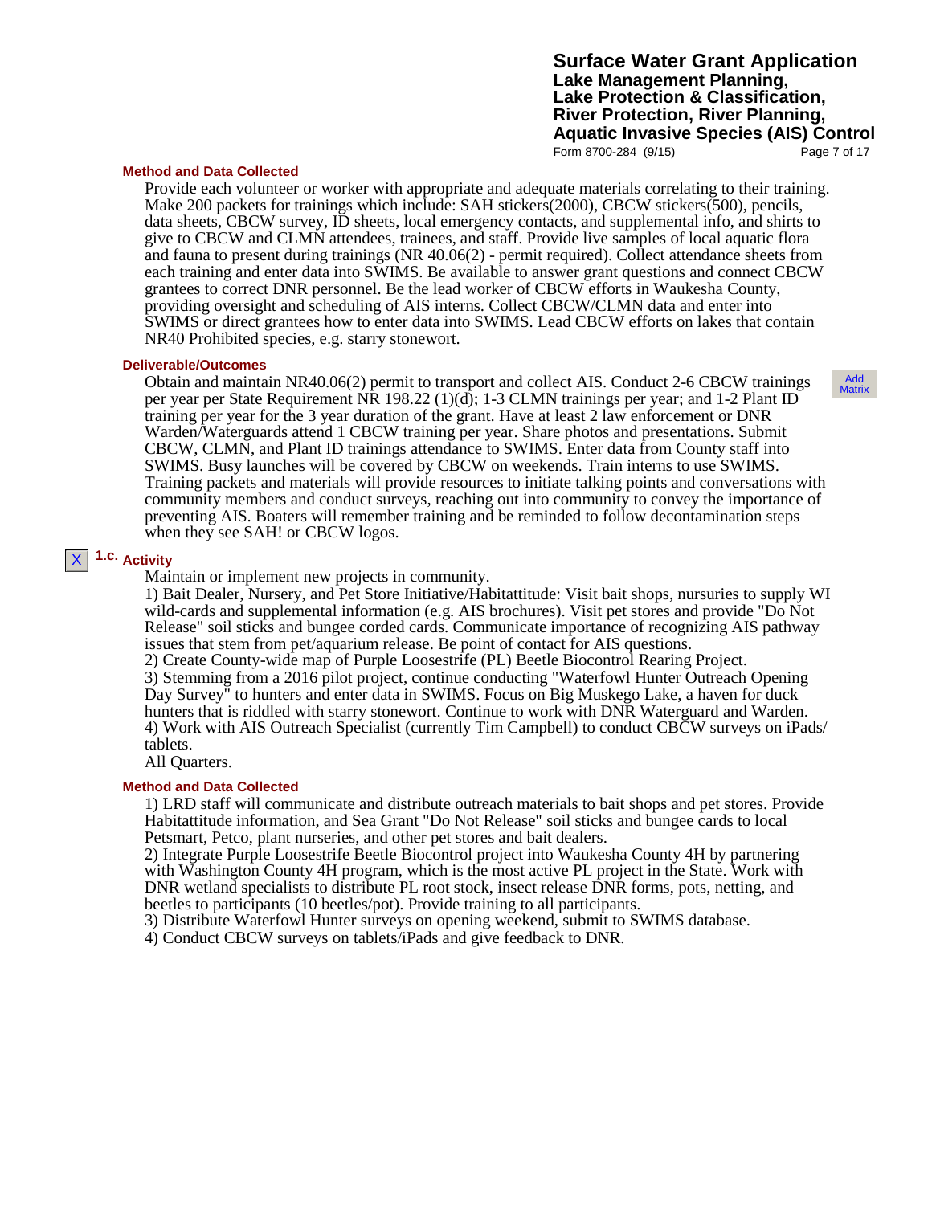#### Method and Data Collected

Provide each volunteer or worker with appropriate and adequate materials correlating to their training. Make 200 packets for trainings which include: SAH stickers(2000), CBCW stickers(500), pencils, data sheets, CBCW survey, ID sheets, local emergency contacts, and supplemental info, and shirts to give to CBCW and CLMN attendees, trainees, and staff. Provide live samples of local aquatic flora and fauna to present during trainings (NR 40.06(2) - permit required). Collect attendance sheets from each training and enter data into SWIMS. Be available to answer grant questions and connect CBCW grantees to correct DNR personnel. Be the lead worker of CBCW efforts in Waukesha County, providing oversight and scheduling of AIS interns. Collect CBCW/CLMN data and enter into SWIMS or direct grantees how to enter data into SWIMS. Lead CBCW efforts on lakes that contain NR40 Prohibited species, e.g. starry stonewort.

#### Deliverable/Outcomes

Obtain and maintain NR40.06(2) permit to transport and collect AIS. Conduct 2-6 CBCW trainings per year per State Requirement NR 198.22 (1)(d); 1-3 CLMN trainings per year; and 1-2 Plant ID training per year for the 3 year duration of the grant. Have at least 2 law enforcement or DNR Warden/Waterguards attend 1 CBCW training per year. Share photos and presentations. Submit CBCW, CLMN, and Plant ID trainings attendance to SWIMS. Enter data from County staff into SWIMS. Busy launches will be covered by CBCW on weekends. Train interns to use SWIMS. Training packets and materials will provide resources to initiate talking points and conversations with community members and conduct surveys, reaching out into community to convey the importance of preventing AIS. Boaters will remember training and be reminded to follow decontamination steps when they see SAH! or CBCW logos.

Add Matrix

#### 1.c. Activity

Maintain or implement new projects in community.

1) Bait Dealer, Nursery, and Pet Store Initiative/Habitattitude: Visit bait shops, nurseries to supply WI wild-cards and supplemental information (e.g. AIS brochures). Visit pet stores and provide "Do Not Release" soil sticks and bungee corded cards. Communicate importance of recognizing AIS pathway issues that stem from pet/aquarium release. Be point of contact for AIS questions.
2) Create County-wide map of Purple Loosestrife (PL) Beetle Biocontrol Rearing Project.
3) Stemming from a 2016 pilot project, continue conducting "Waterfowl Hunter Outreach Opening Day Survey" to hunters and enter data in SWIMS. Focus on Big Muskego Lake, a haven for duck hunters that is riddled with starry stonewort. Continue to work with DNR Waterguard and Warden.
4) Work with AIS Outreach Specialist (currently Tim Campbell) to conduct CBCW surveys on iPads/ tablets.
All Quarters.

#### Method and Data Collected

1) LRD staff will communicate and distribute outreach materials to bait shops and pet stores. Provide Habitattitude information, and Sea Grant "Do Not Release" soil sticks and bungee cards to local Petsmart, Petco, plant nurseries, and other pet stores and bait dealers.
2) Integrate Purple Loosestrife Beetle Biocontrol project into Waukesha County 4H by partnering with Washington County 4H program, which is the most active PL project in the State. Work with DNR wetland specialists to distribute PL root stock, insect release DNR forms, pots, netting, and beetles to participants (10 beetles/pot). Provide training to all participants.
3) Distribute Waterfowl Hunter surveys on opening weekend, submit to SWIMS database.
4) Conduct CBCW surveys on tablets/iPads and give feedback to DNR.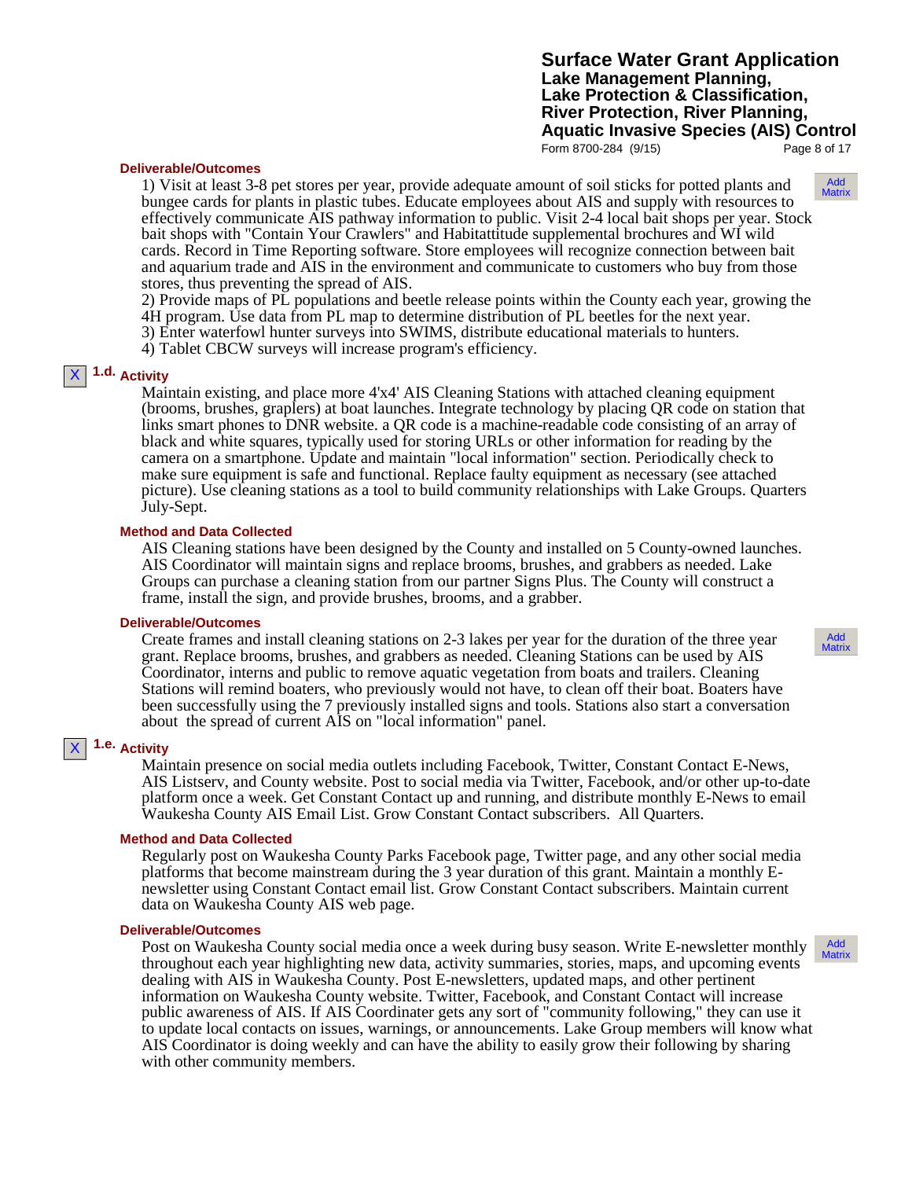**Deliverable/Outcomes**

1) Visit at least 3-8 pet stores per year, provide adequate amount of soil sticks for potted plants and bungee cards for plants in plastic tubes. Educate employees about AIS and supply with resources to effectively communicate AIS pathway information to public. Visit 2-4 local bait shops per year. Stock bait shops with "Contain Your Crawlers" and Habitattitude supplemental brochures and WI wild cards. Record in Time Reporting software. Store employees will recognize connection between bait and aquarium trade and AIS in the environment and communicate to customers who buy from those stores, thus preventing the spread of AIS.
2) Provide maps of PL populations and beetle release points within the County each year, growing the 4H program. Use data from PL map to determine distribution of PL beetles for the next year.
3) Enter waterfowl hunter surveys into SWIMS, distribute educational materials to hunters.
4) Tablet CBCW surveys will increase program's efficiency.

Add Matrix

X **1.d. Activity**

Maintain existing, and place more 4'x4' AIS Cleaning Stations with attached cleaning equipment (brooms, brushes, graplers) at boat launches. Integrate technology by placing QR code on station that links smart phones to DNR website. a QR code is a machine-readable code consisting of an array of black and white squares, typically used for storing URLs or other information for reading by the camera on a smartphone. Update and maintain "local information" section. Periodically check to make sure equipment is safe and functional. Replace faulty equipment as necessary (see attached picture). Use cleaning stations as a tool to build community relationships with Lake Groups. Quarters July-Sept.

**Method and Data Collected**

AIS Cleaning stations have been designed by the County and installed on 5 County-owned launches. AIS Coordinator will maintain signs and replace brooms, brushes, and grabbers as needed. Lake Groups can purchase a cleaning station from our partner Signs Plus. The County will construct a frame, install the sign, and provide brushes, brooms, and a grabber.

**Deliverable/Outcomes**

Create frames and install cleaning stations on 2-3 lakes per year for the duration of the three year grant. Replace brooms, brushes, and grabbers as needed. Cleaning Stations can be used by AIS Coordinator, interns and public to remove aquatic vegetation from boats and trailers. Cleaning Stations will remind boaters, who previously would not have, to clean off their boat. Boaters have been successfully using the 7 previously installed signs and tools. Stations also start a conversation about the spread of current AIS on "local information" panel.

Add Matrix

X **1.e. Activity**

Maintain presence on social media outlets including Facebook, Twitter, Constant Contact E-News, AIS Listserv, and County website. Post to social media via Twitter, Facebook, and/or other up-to-date platform once a week. Get Constant Contact up and running, and distribute monthly E-News to email Waukesha County AIS Email List. Grow Constant Contact subscribers. All Quarters.

**Method and Data Collected**

Regularly post on Waukesha County Parks Facebook page, Twitter page, and any other social media platforms that become mainstream during the 3 year duration of this grant. Maintain a monthly E-newsletter using Constant Contact email list. Grow Constant Contact subscribers. Maintain current data on Waukesha County AIS web page.

**Deliverable/Outcomes**

Post on Waukesha County social media once a week during busy season. Write E-newsletter monthly throughout each year highlighting new data, activity summaries, stories, maps, and upcoming events dealing with AIS in Waukesha County. Post E-newsletters, updated maps, and other pertinent information on Waukesha County website. Twitter, Facebook, and Constant Contact will increase public awareness of AIS. If AIS Coordinater gets any sort of "community following," they can use it to update local contacts on issues, warnings, or announcements. Lake Group members will know what AIS Coordinator is doing weekly and can have the ability to easily grow their following by sharing with other community members.

Add Matrix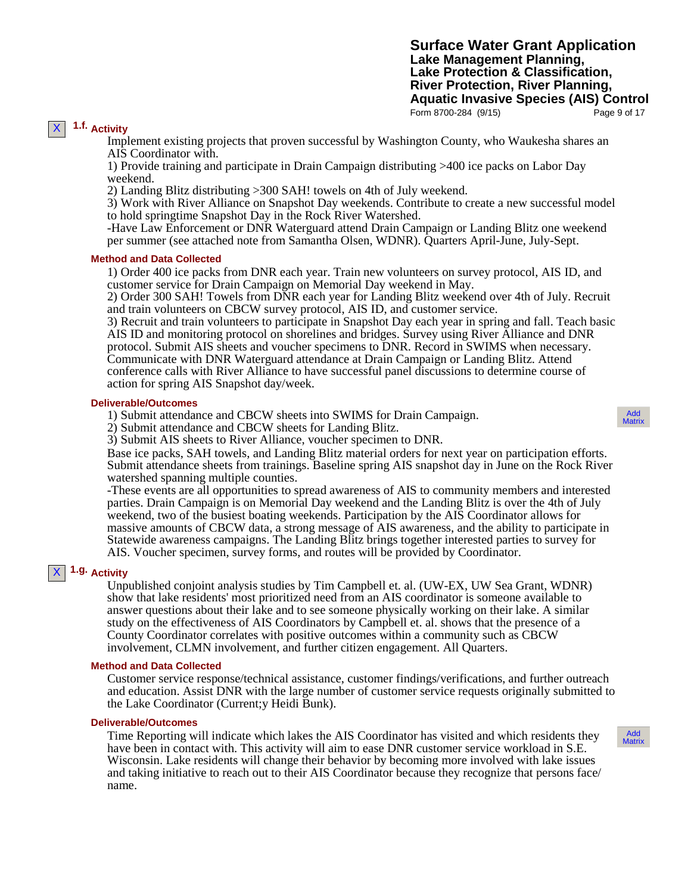X **1.f. Activity**

Implement existing projects that proven successful by Washington County, who Waukesha shares an AIS Coordinator with.
1) Provide training and participate in Drain Campaign distributing >400 ice packs on Labor Day weekend.
2) Landing Blitz distributing >300 SAH! towels on 4th of July weekend.
3) Work with River Alliance on Snapshot Day weekends. Contribute to create a new successful model to hold springtime Snapshot Day in the Rock River Watershed.
-Have Law Enforcement or DNR Waterguard attend Drain Campaign or Landing Blitz one weekend per summer (see attached note from Samantha Olsen, WDNR). Quarters April-June, July-Sept.

**Method and Data Collected**

1) Order 400 ice packs from DNR each year. Train new volunteers on survey protocol, AIS ID, and customer service for Drain Campaign on Memorial Day weekend in May.
2) Order 300 SAH! Towels from DNR each year for Landing Blitz weekend over 4th of July. Recruit and train volunteers on CBCW survey protocol, AIS ID, and customer service.
3) Recruit and train volunteers to participate in Snapshot Day each year in spring and fall. Teach basic AIS ID and monitoring protocol on shorelines and bridges. Survey using River Alliance and DNR protocol. Submit AIS sheets and voucher specimens to DNR. Record in SWIMS when necessary. Communicate with DNR Waterguard attendance at Drain Campaign or Landing Blitz. Attend conference calls with River Alliance to have successful panel discussions to determine course of action for spring AIS Snapshot day/week.

**Deliverable/Outcomes**

1) Submit attendance and CBCW sheets into SWIMS for Drain Campaign.
2) Submit attendance and CBCW sheets for Landing Blitz.
3) Submit AIS sheets to River Alliance, voucher specimen to DNR.
Base ice packs, SAH towels, and Landing Blitz material orders for next year on participation efforts. Submit attendance sheets from trainings. Baseline spring AIS snapshot day in June on the Rock River watershed spanning multiple counties.
-These events are all opportunities to spread awareness of AIS to community members and interested parties. Drain Campaign is on Memorial Day weekend and the Landing Blitz is over the 4th of July weekend, two of the busiest boating weekends. Participation by the AIS Coordinator allows for massive amounts of CBCW data, a strong message of AIS awareness, and the ability to participate in Statewide awareness campaigns. The Landing Blitz brings together interested parties to survey for AIS. Voucher specimen, survey forms, and routes will be provided by Coordinator.

Add Matrix

X **1.g. Activity**

Unpublished conjoint analysis studies by Tim Campbell et. al. (UW-EX, UW Sea Grant, WDNR) show that lake residents' most prioritized need from an AIS coordinator is someone available to answer questions about their lake and to see someone physically working on their lake. A similar study on the effectiveness of AIS Coordinators by Campbell et. al. shows that the presence of a County Coordinator correlates with positive outcomes within a community such as CBCW involvement, CLMN involvement, and further citizen engagement. All Quarters.

**Method and Data Collected**

Customer service response/technical assistance, customer findings/verifications, and further outreach and education. Assist DNR with the large number of customer service requests originally submitted to the Lake Coordinator (Current;y Heidi Bunk).

**Deliverable/Outcomes**

Time Reporting will indicate which lakes the AIS Coordinator has visited and which residents they have been in contact with. This activity will aim to ease DNR customer service workload in S.E. Wisconsin. Lake residents will change their behavior by becoming more involved with lake issues and taking initiative to reach out to their AIS Coordinator because they recognize that persons face/ name.

Add Matrix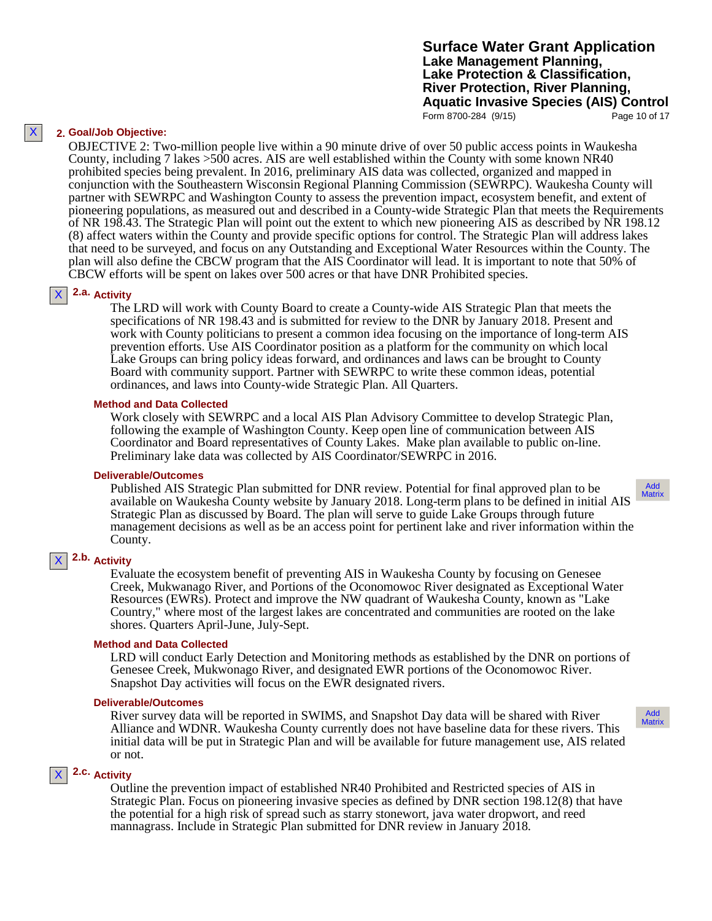X **2. Goal/Job Objective:**

OBJECTIVE 2: Two-million people live within a 90 minute drive of over 50 public access points in Waukesha County, including 7 lakes >500 acres. AIS are well established within the County with some known NR40 prohibited species being prevalent. In 2016, preliminary AIS data was collected, organized and mapped in conjunction with the Southeastern Wisconsin Regional Planning Commission (SEWRPC). Waukesha County will partner with SEWRPC and Washington County to assess the prevention impact, ecosystem benefit, and extent of pioneering populations, as measured out and described in a County-wide Strategic Plan that meets the Requirements of NR 198.43. The Strategic Plan will point out the extent to which new pioneering AIS as described by NR 198.12 (8) affect waters within the County and provide specific options for control. The Strategic Plan will address lakes that need to be surveyed, and focus on any Outstanding and Exceptional Water Resources within the County. The plan will also define the CBCW program that the AIS Coordinator will lead. It is important to note that 50% of CBCW efforts will be spent on lakes over 500 acres or that have DNR Prohibited species.

X **2.a. Activity**

The LRD will work with County Board to create a County-wide AIS Strategic Plan that meets the specifications of NR 198.43 and is submitted for review to the DNR by January 2018. Present and work with County politicians to present a common idea focusing on the importance of long-term AIS prevention efforts. Use AIS Coordinator position as a platform for the community on which local Lake Groups can bring policy ideas forward, and ordinances and laws can be brought to County Board with community support. Partner with SEWRPC to write these common ideas, potential ordinances, and laws into County-wide Strategic Plan. All Quarters.

**Method and Data Collected**

Work closely with SEWRPC and a local AIS Plan Advisory Committee to develop Strategic Plan, following the example of Washington County. Keep open line of communication between AIS Coordinator and Board representatives of County Lakes. Make plan available to public on-line. Preliminary lake data was collected by AIS Coordinator/SEWRPC in 2016.

**Deliverable/Outcomes**

Published AIS Strategic Plan submitted for DNR review. Potential for final approved plan to be available on Waukesha County website by January 2018. Long-term plans to be defined in initial AIS Strategic Plan as discussed by Board. The plan will serve to guide Lake Groups through future management decisions as well as be an access point for pertinent lake and river information within the County.

Add Matrix

X **2.b. Activity**

Evaluate the ecosystem benefit of preventing AIS in Waukesha County by focusing on Genesee Creek, Mukwanago River, and Portions of the Oconomowoc River designated as Exceptional Water Resources (EWRs). Protect and improve the NW quadrant of Waukesha County, known as "Lake Country," where most of the largest lakes are concentrated and communities are rooted on the lake shores. Quarters April-June, July-Sept.

**Method and Data Collected**

LRD will conduct Early Detection and Monitoring methods as established by the DNR on portions of Genesee Creek, Mukwonago River, and designated EWR portions of the Oconomowoc River. Snapshot Day activities will focus on the EWR designated rivers.

**Deliverable/Outcomes**

River survey data will be reported in SWIMS, and Snapshot Day data will be shared with River Alliance and WDNR. Waukesha County currently does not have baseline data for these rivers. This initial data will be put in Strategic Plan and will be available for future management use, AIS related or not.

Add Matrix

X **2.c. Activity**

Outline the prevention impact of established NR40 Prohibited and Restricted species of AIS in Strategic Plan. Focus on pioneering invasive species as defined by DNR section 198.12(8) that have the potential for a high risk of spread such as starry stonewort, java water dropwort, and reed mannagrass. Include in Strategic Plan submitted for DNR review in January 2018.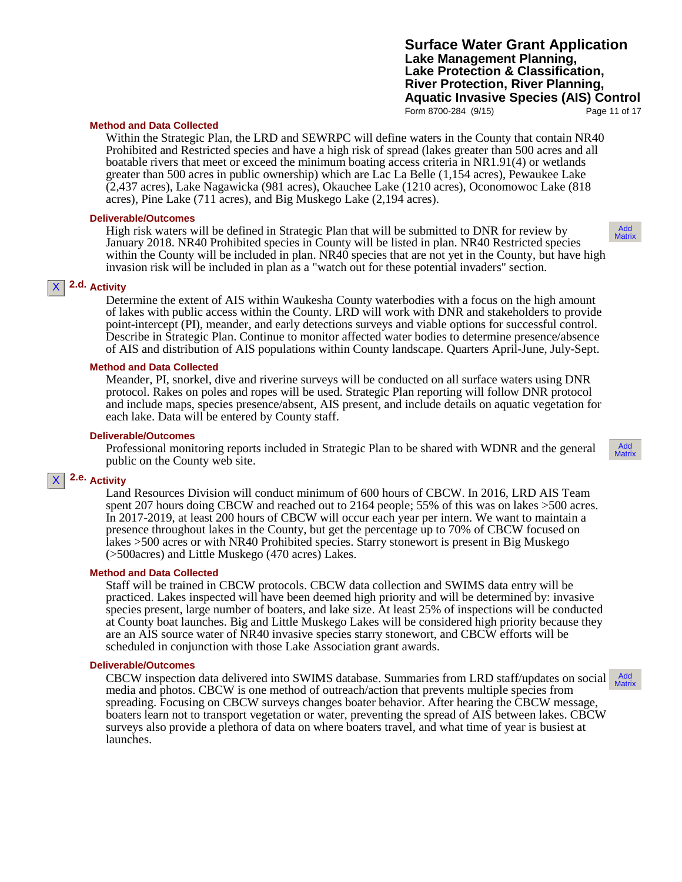**Method and Data Collected**

Within the Strategic Plan, the LRD and SEWRPC will define waters in the County that contain NR40 Prohibited and Restricted species and have a high risk of spread (lakes greater than 500 acres and all boatable rivers that meet or exceed the minimum boating access criteria in NR1.91(4) or wetlands greater than 500 acres in public ownership) which are Lac La Belle (1,154 acres), Pewaukee Lake (2,437 acres), Lake Nagawicka (981 acres), Okauchee Lake (1210 acres), Oconomowoc Lake (818 acres), Pine Lake (711 acres), and Big Muskego Lake (2,194 acres).

**Deliverable/Outcomes**

High risk waters will be defined in Strategic Plan that will be submitted to DNR for review by January 2018. NR40 Prohibited species in County will be listed in plan. NR40 Restricted species within the County will be included in plan. NR40 species that are not yet in the County, but have high invasion risk will be included in plan as a "watch out for these potential invaders" section.

Add Matrix

X **2.d. Activity**

Determine the extent of AIS within Waukesha County waterbodies with a focus on the high amount of lakes with public access within the County. LRD will work with DNR and stakeholders to provide point-intercept (PI), meander, and early detections surveys and viable options for successful control. Describe in Strategic Plan. Continue to monitor affected water bodies to determine presence/absence of AIS and distribution of AIS populations within County landscape. Quarters April-June, July-Sept.

**Method and Data Collected**

Meander, PI, snorkel, dive and riverine surveys will be conducted on all surface waters using DNR protocol. Rakes on poles and ropes will be used. Strategic Plan reporting will follow DNR protocol and include maps, species presence/absent, AIS present, and include details on aquatic vegetation for each lake. Data will be entered by County staff.

**Deliverable/Outcomes**

Professional monitoring reports included in Strategic Plan to be shared with WDNR and the general public on the County web site.

Add Matrix

X **2.e. Activity**

Land Resources Division will conduct minimum of 600 hours of CBCW. In 2016, LRD AIS Team spent 207 hours doing CBCW and reached out to 2164 people; 55% of this was on lakes >500 acres. In 2017-2019, at least 200 hours of CBCW will occur each year per intern. We want to maintain a presence throughout lakes in the County, but get the percentage up to 70% of CBCW focused on lakes >500 acres or with NR40 Prohibited species. Starry stonewort is present in Big Muskego (>500acres) and Little Muskego (470 acres) Lakes.

**Method and Data Collected**

Staff will be trained in CBCW protocols. CBCW data collection and SWIMS data entry will be practiced. Lakes inspected will have been deemed high priority and will be determined by: invasive species present, large number of boaters, and lake size. At least 25% of inspections will be conducted at County boat launches. Big and Little Muskego Lakes will be considered high priority because they are an AIS source water of NR40 invasive species starry stonewort, and CBCW efforts will be scheduled in conjunction with those Lake Association grant awards.

**Deliverable/Outcomes**

CBCW inspection data delivered into SWIMS database. Summaries from LRD staff/updates on social media and photos. CBCW is one method of outreach/action that prevents multiple species from spreading. Focusing on CBCW surveys changes boater behavior. After hearing the CBCW message, boaters learn not to transport vegetation or water, preventing the spread of AIS between lakes. CBCW surveys also provide a plethora of data on where boaters travel, and what time of year is busiest at launches.

Add Matrix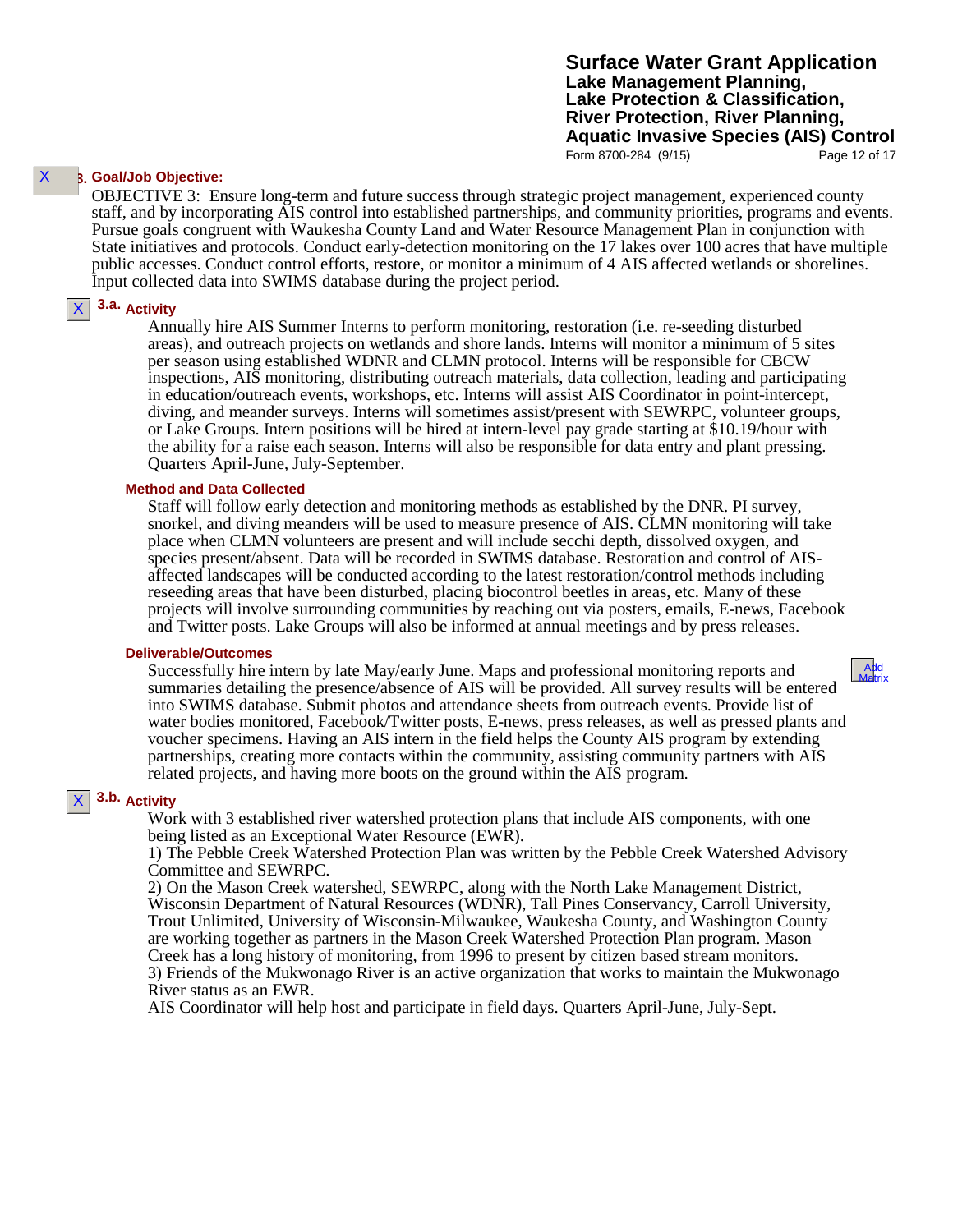### 3. Goal/Job Objective:

OBJECTIVE 3: Ensure long-term and future success through strategic project management, experienced county staff, and by incorporating AIS control into established partnerships, and community priorities, programs and events. Pursue goals congruent with Waukesha County Land and Water Resource Management Plan in conjunction with State initiatives and protocols. Conduct early-detection monitoring on the 17 lakes over 100 acres that have multiple public accesses. Conduct control efforts, restore, or monitor a minimum of 4 AIS affected wetlands or shorelines. Input collected data into SWIMS database during the project period.

#### 3.a. Activity

Annually hire AIS Summer Interns to perform monitoring, restoration (i.e. re-seeding disturbed areas), and outreach projects on wetlands and shore lands. Interns will monitor a minimum of 5 sites per season using established WDNR and CLMN protocol. Interns will be responsible for CBCW inspections, AIS monitoring, distributing outreach materials, data collection, leading and participating in education/outreach events, workshops, etc. Interns will assist AIS Coordinator in point-intercept, diving, and meander surveys. Interns will sometimes assist/present with SEWRPC, volunteer groups, or Lake Groups. Intern positions will be hired at intern-level pay grade starting at $10.19/hour with the ability for a raise each season. Interns will also be responsible for data entry and plant pressing. Quarters April-June, July-September.

**Method and Data Collected**

Staff will follow early detection and monitoring methods as established by the DNR. PI survey, snorkel, and diving meanders will be used to measure presence of AIS. CLMN monitoring will take place when CLMN volunteers are present and will include secchi depth, dissolved oxygen, and species present/absent. Data will be recorded in SWIMS database. Restoration and control of AIS-affected landscapes will be conducted according to the latest restoration/control methods including reseeding areas that have been disturbed, placing biocontrol beetles in areas, etc. Many of these projects will involve surrounding communities by reaching out via posters, emails, E-news, Facebook and Twitter posts. Lake Groups will also be informed at annual meetings and by press releases.

**Deliverable/Outcomes**

Successfully hire intern by late May/early June. Maps and professional monitoring reports and summaries detailing the presence/absence of AIS will be provided. All survey results will be entered into SWIMS database. Submit photos and attendance sheets from outreach events. Provide list of water bodies monitored, Facebook/Twitter posts, E-news, press releases, as well as pressed plants and voucher specimens. Having an AIS intern in the field helps the County AIS program by extending partnerships, creating more contacts within the community, assisting community partners with AIS related projects, and having more boots on the ground within the AIS program.

#### 3.b. Activity

Work with 3 established river watershed protection plans that include AIS components, with one being listed as an Exceptional Water Resource (EWR).
1) The Pebble Creek Watershed Protection Plan was written by the Pebble Creek Watershed Advisory Committee and SEWRPC.
2) On the Mason Creek watershed, SEWRPC, along with the North Lake Management District, Wisconsin Department of Natural Resources (WDNR), Tall Pines Conservancy, Carroll University, Trout Unlimited, University of Wisconsin-Milwaukee, Waukesha County, and Washington County are working together as partners in the Mason Creek Watershed Protection Plan program. Mason Creek has a long history of monitoring, from 1996 to present by citizen based stream monitors.
3) Friends of the Mukwonago River is an active organization that works to maintain the Mukwonago River status as an EWR.
AIS Coordinator will help host and participate in field days. Quarters April-June, July-Sept.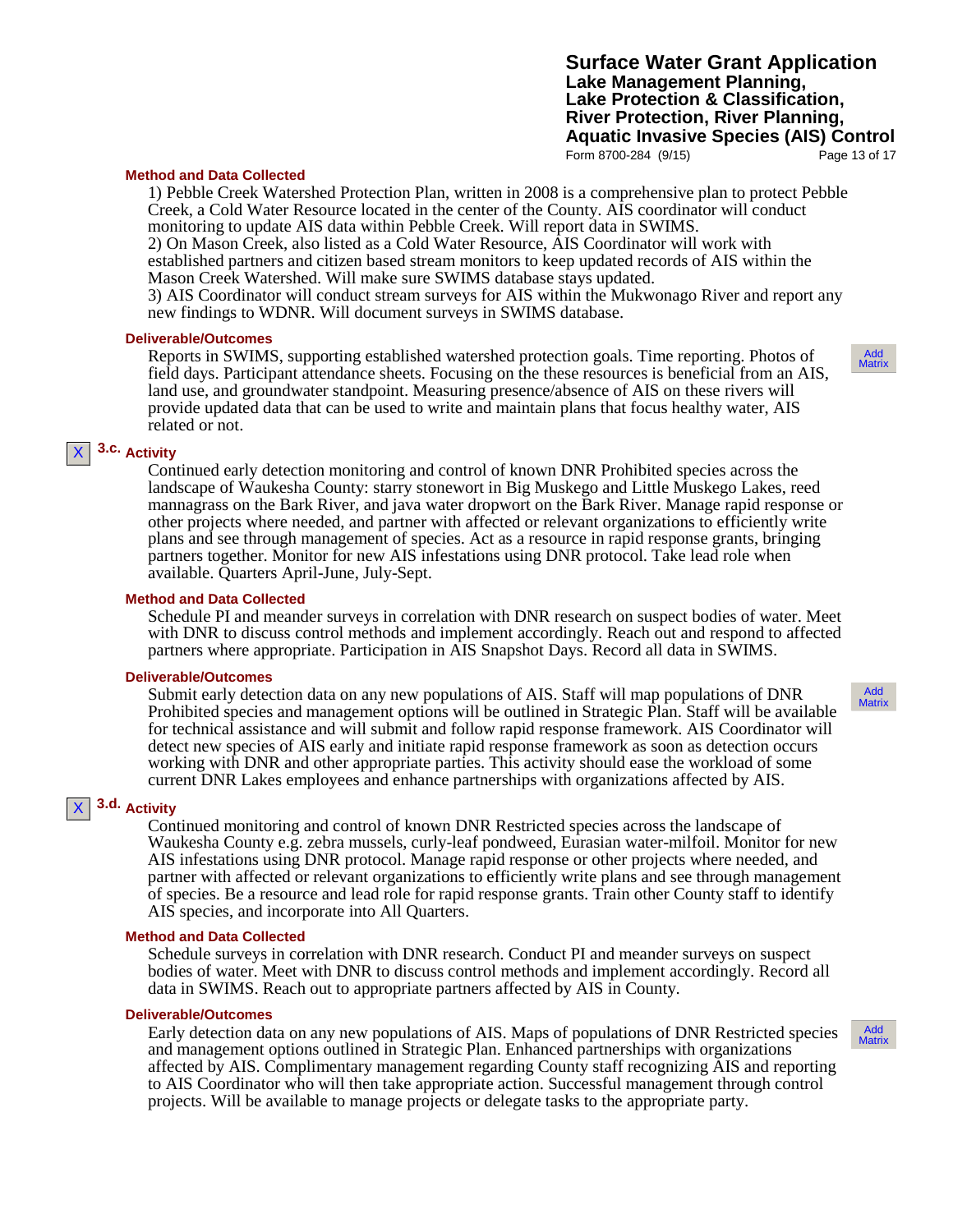#### Method and Data Collected

1) Pebble Creek Watershed Protection Plan, written in 2008 is a comprehensive plan to protect Pebble Creek, a Cold Water Resource located in the center of the County. AIS coordinator will conduct monitoring to update AIS data within Pebble Creek. Will report data in SWIMS.
2) On Mason Creek, also listed as a Cold Water Resource, AIS Coordinator will work with established partners and citizen based stream monitors to keep updated records of AIS within the Mason Creek Watershed. Will make sure SWIMS database stays updated.
3) AIS Coordinator will conduct stream surveys for AIS within the Mukwonago River and report any new findings to WDNR. Will document surveys in SWIMS database.

#### Deliverable/Outcomes

Reports in SWIMS, supporting established watershed protection goals. Time reporting. Photos of field days. Participant attendance sheets. Focusing on the these resources is beneficial from an AIS, land use, and groundwater standpoint. Measuring presence/absence of AIS on these rivers will provide updated data that can be used to write and maintain plans that focus healthy water, AIS related or not.

Add Matrix

X **3.c.** 
#### Activity

Continued early detection monitoring and control of known DNR Prohibited species across the landscape of Waukesha County: starry stonewort in Big Muskego and Little Muskego Lakes, reed mannagrass on the Bark River, and java water dropwort on the Bark River. Manage rapid response or other projects where needed, and partner with affected or relevant organizations to efficiently write plans and see through management of species. Act as a resource in rapid response grants, bringing partners together. Monitor for new AIS infestations using DNR protocol. Take lead role when available. Quarters April-June, July-Sept.

#### Method and Data Collected

Schedule PI and meander surveys in correlation with DNR research on suspect bodies of water. Meet with DNR to discuss control methods and implement accordingly. Reach out and respond to affected partners where appropriate. Participation in AIS Snapshot Days. Record all data in SWIMS.

#### Deliverable/Outcomes

Submit early detection data on any new populations of AIS. Staff will map populations of DNR Prohibited species and management options will be outlined in Strategic Plan. Staff will be available for technical assistance and will submit and follow rapid response framework. AIS Coordinator will detect new species of AIS early and initiate rapid response framework as soon as detection occurs working with DNR and other appropriate parties. This activity should ease the workload of some current DNR Lakes employees and enhance partnerships with organizations affected by AIS.

Add Matrix

X **3.d.** 
#### Activity

Continued monitoring and control of known DNR Restricted species across the landscape of Waukesha County e.g. zebra mussels, curly-leaf pondweed, Eurasian water-milfoil. Monitor for new AIS infestations using DNR protocol. Manage rapid response or other projects where needed, and partner with affected or relevant organizations to efficiently write plans and see through management of species. Be a resource and lead role for rapid response grants. Train other County staff to identify AIS species, and incorporate into All Quarters.

#### Method and Data Collected

Schedule surveys in correlation with DNR research. Conduct PI and meander surveys on suspect bodies of water. Meet with DNR to discuss control methods and implement accordingly. Record all data in SWIMS. Reach out to appropriate partners affected by AIS in County.

#### Deliverable/Outcomes

Early detection data on any new populations of AIS. Maps of populations of DNR Restricted species and management options outlined in Strategic Plan. Enhanced partnerships with organizations affected by AIS. Complimentary management regarding County staff recognizing AIS and reporting to AIS Coordinator who will then take appropriate action. Successful management through control projects. Will be available to manage projects or delegate tasks to the appropriate party.

Add Matrix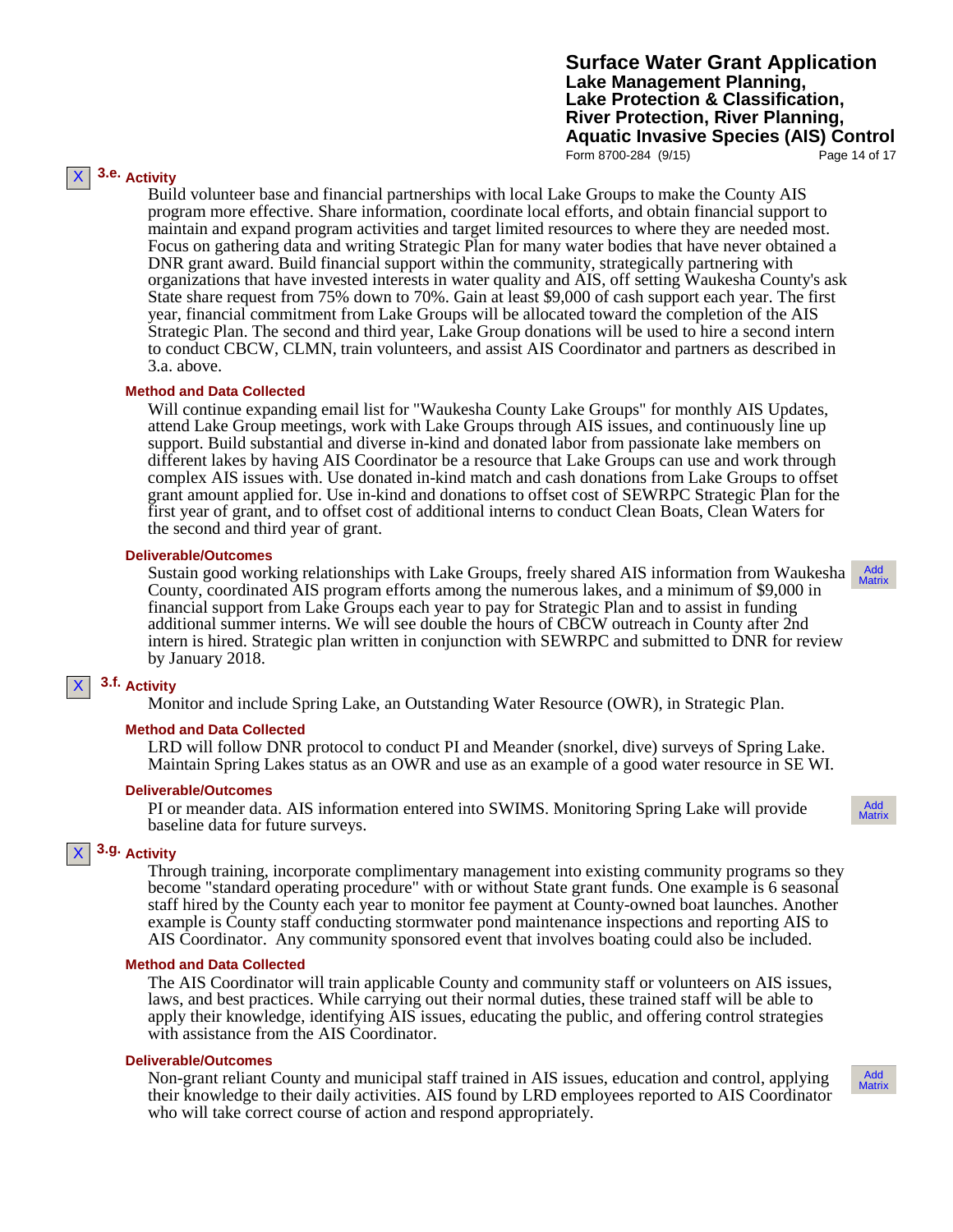**X** **3.e. Activity**

Build volunteer base and financial partnerships with local Lake Groups to make the County AIS program more effective. Share information, coordinate local efforts, and obtain financial support to maintain and expand program activities and target limited resources to where they are needed most. Focus on gathering data and writing Strategic Plan for many water bodies that have never obtained a DNR grant award. Build financial support within the community, strategically partnering with organizations that have invested interests in water quality and AIS, off setting Waukesha County's ask State share request from 75% down to 70%. Gain at least $9,000 of cash support each year. The first year, financial commitment from Lake Groups will be allocated toward the completion of the AIS Strategic Plan. The second and third year, Lake Group donations will be used to hire a second intern to conduct CBCW, CLMN, train volunteers, and assist AIS Coordinator and partners as described in 3.a. above.

**Method and Data Collected**

Will continue expanding email list for "Waukesha County Lake Groups" for monthly AIS Updates, attend Lake Group meetings, work with Lake Groups through AIS issues, and continuously line up support. Build substantial and diverse in-kind and donated labor from passionate lake members on different lakes by having AIS Coordinator be a resource that Lake Groups can use and work through complex AIS issues with. Use donated in-kind match and cash donations from Lake Groups to offset grant amount applied for. Use in-kind and donations to offset cost of SEWRPC Strategic Plan for the first year of grant, and to offset cost of additional interns to conduct Clean Boats, Clean Waters for the second and third year of grant.

**Deliverable/Outcomes**

Sustain good working relationships with Lake Groups, freely shared AIS information from Waukesha County, coordinated AIS program efforts among the numerous lakes, and a minimum of $9,000 in financial support from Lake Groups each year to pay for Strategic Plan and to assist in funding additional summer interns. We will see double the hours of CBCW outreach in County after 2nd intern is hired. Strategic plan written in conjunction with SEWRPC and submitted to DNR for review by January 2018.

Add Matrix

**X** **3.f. Activity**

Monitor and include Spring Lake, an Outstanding Water Resource (OWR), in Strategic Plan.

**Method and Data Collected**

LRD will follow DNR protocol to conduct PI and Meander (snorkel, dive) surveys of Spring Lake. Maintain Spring Lakes status as an OWR and use as an example of a good water resource in SE WI.

**Deliverable/Outcomes**

PI or meander data. AIS information entered into SWIMS. Monitoring Spring Lake will provide baseline data for future surveys.

Add Matrix

**X** **3.g. Activity**

Through training, incorporate complimentary management into existing community programs so they become "standard operating procedure" with or without State grant funds. One example is 6 seasonal staff hired by the County each year to monitor fee payment at County-owned boat launches. Another example is County staff conducting stormwater pond maintenance inspections and reporting AIS to AIS Coordinator. Any community sponsored event that involves boating could also be included.

**Method and Data Collected**

The AIS Coordinator will train applicable County and community staff or volunteers on AIS issues, laws, and best practices. While carrying out their normal duties, these trained staff will be able to apply their knowledge, identifying AIS issues, educating the public, and offering control strategies with assistance from the AIS Coordinator.

**Deliverable/Outcomes**

Non-grant reliant County and municipal staff trained in AIS issues, education and control, applying their knowledge to their daily activities. AIS found by LRD employees reported to AIS Coordinator who will take correct course of action and respond appropriately.

Add Matrix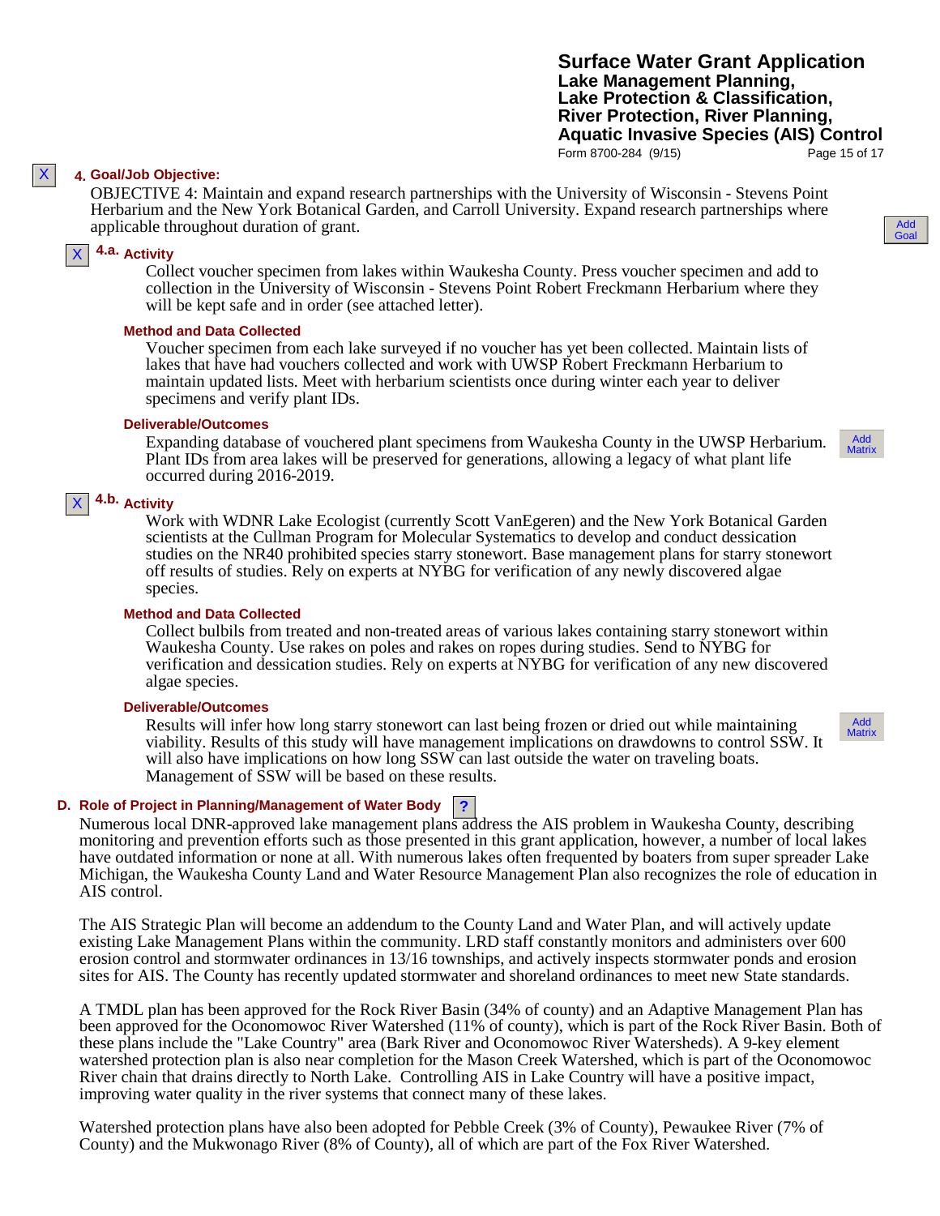### 4. Goal/Job Objective:

OBJECTIVE 4: Maintain and expand research partnerships with the University of Wisconsin - Stevens Point Herbarium and the New York Botanical Garden, and Carroll University. Expand research partnerships where applicable throughout duration of grant.

#### 4.a. Activity

Collect voucher specimen from lakes within Waukesha County. Press voucher specimen and add to collection in the University of Wisconsin - Stevens Point Robert Freckmann Herbarium where they will be kept safe and in order (see attached letter).

**Method and Data Collected**

Voucher specimen from each lake surveyed if no voucher has yet been collected. Maintain lists of lakes that have had vouchers collected and work with UWSP Robert Freckmann Herbarium to maintain updated lists. Meet with herbarium scientists once during winter each year to deliver specimens and verify plant IDs.

**Deliverable/Outcomes**

Expanding database of vouchered plant specimens from Waukesha County in the UWSP Herbarium. Plant IDs from area lakes will be preserved for generations, allowing a legacy of what plant life occurred during 2016-2019.

#### 4.b. Activity

Work with WDNR Lake Ecologist (currently Scott VanEgeren) and the New York Botanical Garden scientists at the Cullman Program for Molecular Systematics to develop and conduct dessication studies on the NR40 prohibited species starry stonewort. Base management plans for starry stonewort off results of studies. Rely on experts at NYBG for verification of any newly discovered algae species.

**Method and Data Collected**

Collect bulbils from treated and non-treated areas of various lakes containing starry stonewort within Waukesha County. Use rakes on poles and rakes on ropes during studies. Send to NYBG for verification and dessication studies. Rely on experts at NYBG for verification of any new discovered algae species.

**Deliverable/Outcomes**

Results will infer how long starry stonewort can last being frozen or dried out while maintaining viability. Results of this study will have management implications on drawdowns to control SSW. It will also have implications on how long SSW can last outside the water on traveling boats. Management of SSW will be based on these results.

### D. Role of Project in Planning/Management of Water Body

Numerous local DNR-approved lake management plans address the AIS problem in Waukesha County, describing monitoring and prevention efforts such as those presented in this grant application, however, a number of local lakes have outdated information or none at all. With numerous lakes often frequented by boaters from super spreader Lake Michigan, the Waukesha County Land and Water Resource Management Plan also recognizes the role of education in AIS control.

The AIS Strategic Plan will become an addendum to the County Land and Water Plan, and will actively update existing Lake Management Plans within the community. LRD staff constantly monitors and administers over 600 erosion control and stormwater ordinances in 13/16 townships, and actively inspects stormwater ponds and erosion sites for AIS. The County has recently updated stormwater and shoreland ordinances to meet new State standards.

A TMDL plan has been approved for the Rock River Basin (34% of county) and an Adaptive Management Plan has been approved for the Oconomowoc River Watershed (11% of county), which is part of the Rock River Basin. Both of these plans include the "Lake Country" area (Bark River and Oconomowoc River Watersheds). A 9-key element watershed protection plan is also near completion for the Mason Creek Watershed, which is part of the Oconomowoc River chain that drains directly to North Lake. Controlling AIS in Lake Country will have a positive impact, improving water quality in the river systems that connect many of these lakes.

Watershed protection plans have also been adopted for Pebble Creek (3% of County), Pewaukee River (7% of County) and the Mukwonago River (8% of County), all of which are part of the Fox River Watershed.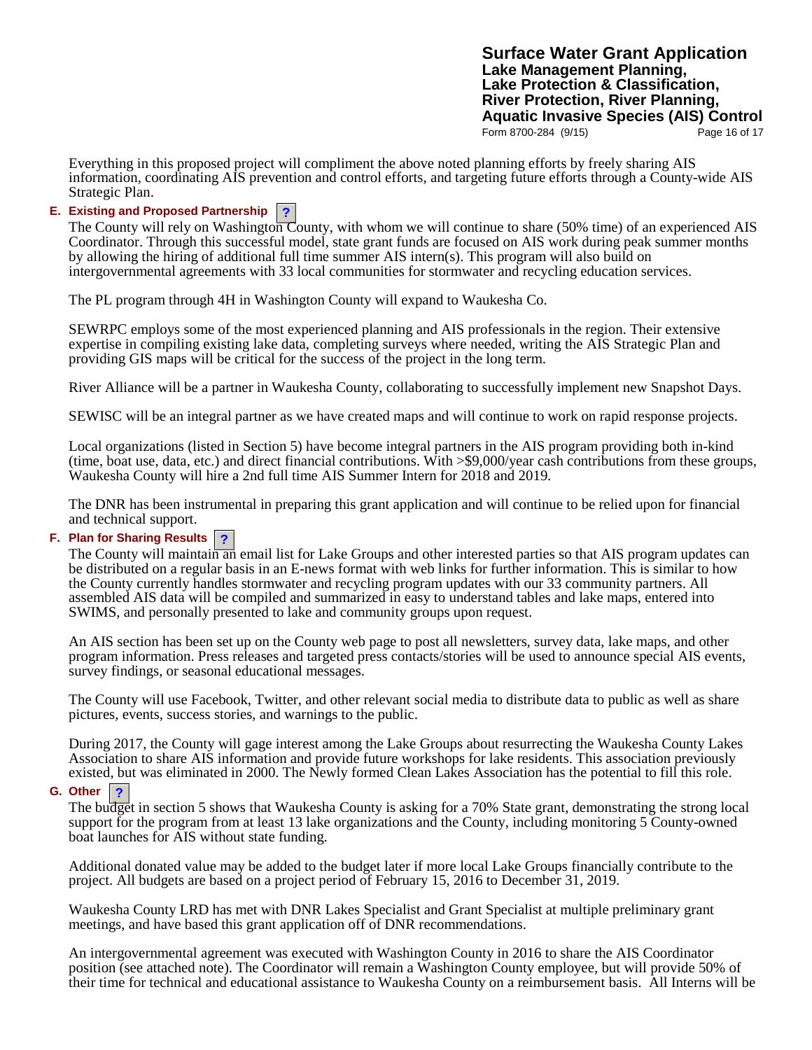Everything in this proposed project will compliment the above noted planning efforts by freely sharing AIS information, coordinating AIS prevention and control efforts, and targeting future efforts through a County-wide AIS Strategic Plan.

**E. Existing and Proposed Partnership**

The County will rely on Washington County, with whom we will continue to share (50% time) of an experienced AIS Coordinator. Through this successful model, state grant funds are focused on AIS work during peak summer months by allowing the hiring of additional full time summer AIS intern(s). This program will also build on intergovernmental agreements with 33 local communities for stormwater and recycling education services.

The PL program through 4H in Washington County will expand to Waukesha Co.

SEWRPC employs some of the most experienced planning and AIS professionals in the region. Their extensive expertise in compiling existing lake data, completing surveys where needed, writing the AIS Strategic Plan and providing GIS maps will be critical for the success of the project in the long term.

River Alliance will be a partner in Waukesha County, collaborating to successfully implement new Snapshot Days.

SEWISC will be an integral partner as we have created maps and will continue to work on rapid response projects.

Local organizations (listed in Section 5) have become integral partners in the AIS program providing both in-kind (time, boat use, data, etc.) and direct financial contributions. With >$9,000/year cash contributions from these groups, Waukesha County will hire a 2nd full time AIS Summer Intern for 2018 and 2019.

The DNR has been instrumental in preparing this grant application and will continue to be relied upon for financial and technical support.

**F. Plan for Sharing Results**

The County will maintain an email list for Lake Groups and other interested parties so that AIS program updates can be distributed on a regular basis in an E-news format with web links for further information. This is similar to how the County currently handles stormwater and recycling program updates with our 33 community partners. All assembled AIS data will be compiled and summarized in easy to understand tables and lake maps, entered into SWIMS, and personally presented to lake and community groups upon request.

An AIS section has been set up on the County web page to post all newsletters, survey data, lake maps, and other program information. Press releases and targeted press contacts/stories will be used to announce special AIS events, survey findings, or seasonal educational messages.

The County will use Facebook, Twitter, and other relevant social media to distribute data to public as well as share pictures, events, success stories, and warnings to the public.

During 2017, the County will gage interest among the Lake Groups about resurrecting the Waukesha County Lakes Association to share AIS information and provide future workshops for lake residents. This association previously existed, but was eliminated in 2000. The Newly formed Clean Lakes Association has the potential to fill this role.

**G. Other**

The budget in section 5 shows that Waukesha County is asking for a 70% State grant, demonstrating the strong local support for the program from at least 13 lake organizations and the County, including monitoring 5 County-owned boat launches for AIS without state funding.

Additional donated value may be added to the budget later if more local Lake Groups financially contribute to the project. All budgets are based on a project period of February 15, 2016 to December 31, 2019.

Waukesha County LRD has met with DNR Lakes Specialist and Grant Specialist at multiple preliminary grant meetings, and have based this grant application off of DNR recommendations.

An intergovernmental agreement was executed with Washington County in 2016 to share the AIS Coordinator position (see attached note). The Coordinator will remain a Washington County employee, but will provide 50% of their time for technical and educational assistance to Waukesha County on a reimbursement basis. All Interns will be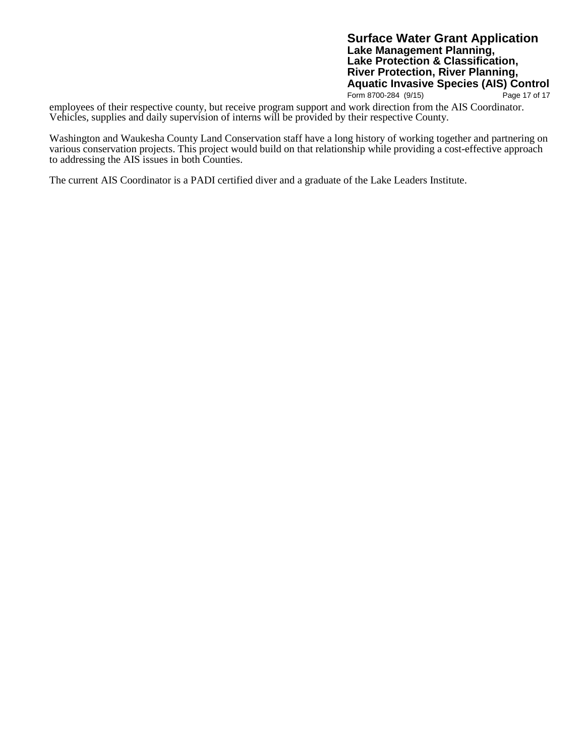employees of their respective county, but receive program support and work direction from the AIS Coordinator. Vehicles, supplies and daily supervision of interns will be provided by their respective County.

Washington and Waukesha County Land Conservation staff have a long history of working together and partnering on various conservation projects. This project would build on that relationship while providing a cost-effective approach to addressing the AIS issues in both Counties.

The current AIS Coordinator is a PADI certified diver and a graduate of the Lake Leaders Institute.